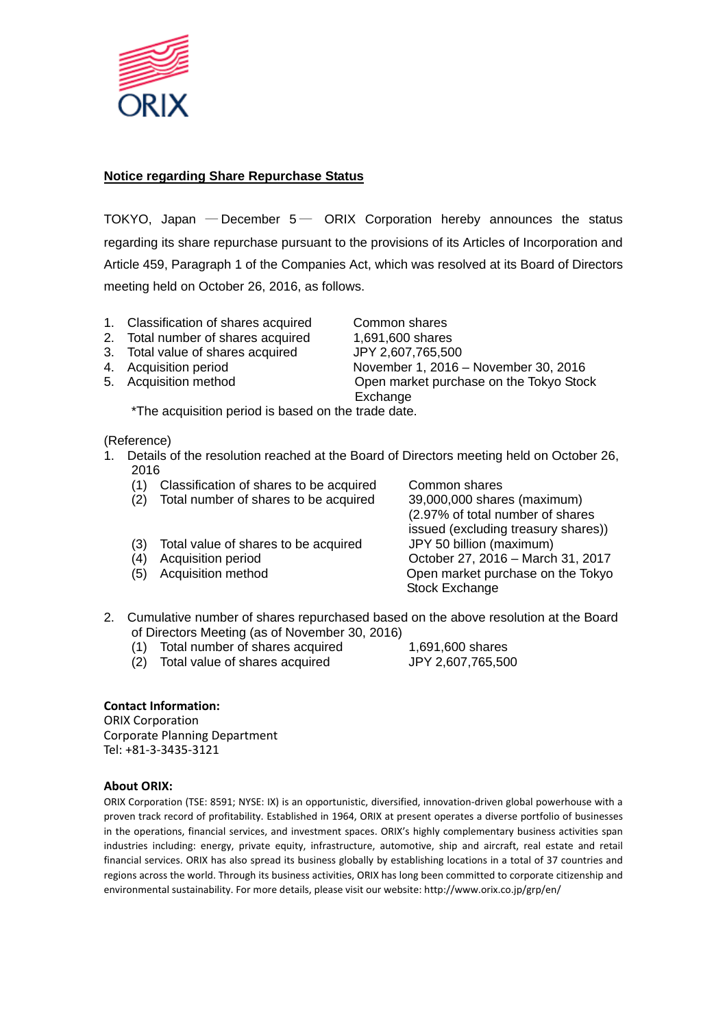ORIX

## Notice regarding Share Repurchase Status

TOKYO, Japan — December 5 — ORIX Corporation hereby announces the status regarding its share repurchase pursuant to the provisions of its Articles of Incorporation and Article 459, Paragraph 1 of the Companies Act, which was resolved at its Board of Directors meeting held on October 26, 2016, as follows.

| | |
|---|---|
| 1. Classification of shares acquired | Common shares |
| 2. Total number of shares acquired | 1,691,600 shares |
| 3. Total value of shares acquired | JPY 2,607,765,500 |
| 4. Acquisition period | November 1, 2016 – November 30, 2016 |
| 5. Acquisition method | Open market purchase on the Tokyo Stock Exchange |

*The acquisition period is based on the trade date.

(Reference)

1. Details of the resolution reached at the Board of Directors meeting held on October 26, 2016

| | |
|---|---|
| (1) Classification of shares to be acquired | Common shares |
| (2) Total number of shares to be acquired | 39,000,000 shares (maximum) (2.97% of total number of shares issued (excluding treasury shares)) |
| (3) Total value of shares to be acquired | JPY 50 billion (maximum) |
| (4) Acquisition period | October 27, 2016 – March 31, 2017 |
| (5) Acquisition method | Open market purchase on the Tokyo Stock Exchange |

2. Cumulative number of shares repurchased based on the above resolution at the Board of Directors Meeting (as of November 30, 2016)

| | |
|---|---|
| (1) Total number of shares acquired | 1,691,600 shares |
| (2) Total value of shares acquired | JPY 2,607,765,500 |

**Contact Information:**
ORIX Corporation
Corporate Planning Department
Tel: +81-3-3435-3121

**About ORIX:**
ORIX Corporation (TSE: 8591; NYSE: IX) is an opportunistic, diversified, innovation-driven global powerhouse with a proven track record of profitability. Established in 1964, ORIX at present operates a diverse portfolio of businesses in the operations, financial services, and investment spaces. ORIX's highly complementary business activities span industries including: energy, private equity, infrastructure, automotive, ship and aircraft, real estate and retail financial services. ORIX has also spread its business globally by establishing locations in a total of 37 countries and regions across the world. Through its business activities, ORIX has long been committed to corporate citizenship and environmental sustainability. For more details, please visit our website: http://www.orix.co.jp/grp/en/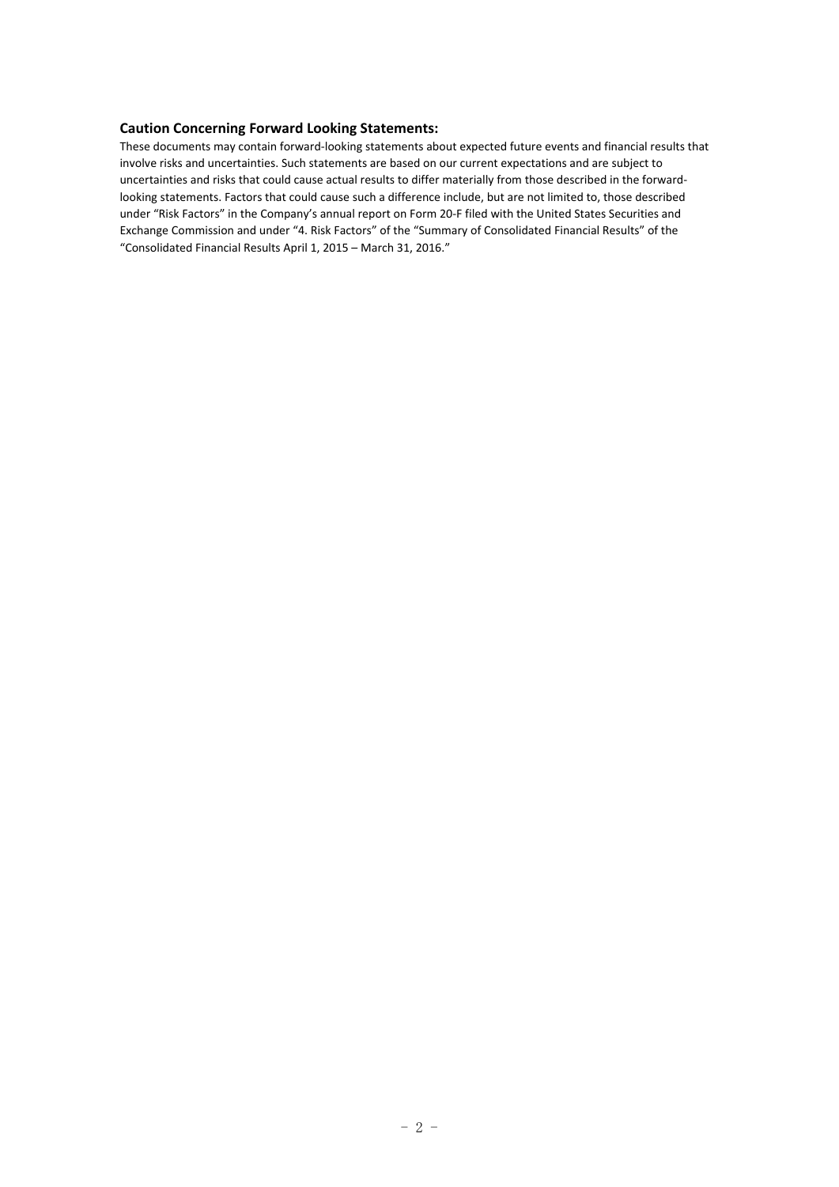### Caution Concerning Forward Looking Statements:

These documents may contain forward-looking statements about expected future events and financial results that involve risks and uncertainties. Such statements are based on our current expectations and are subject to uncertainties and risks that could cause actual results to differ materially from those described in the forward-looking statements. Factors that could cause such a difference include, but are not limited to, those described under "Risk Factors" in the Company's annual report on Form 20-F filed with the United States Securities and Exchange Commission and under "4. Risk Factors" of the "Summary of Consolidated Financial Results" of the "Consolidated Financial Results April 1, 2015 – March 31, 2016."